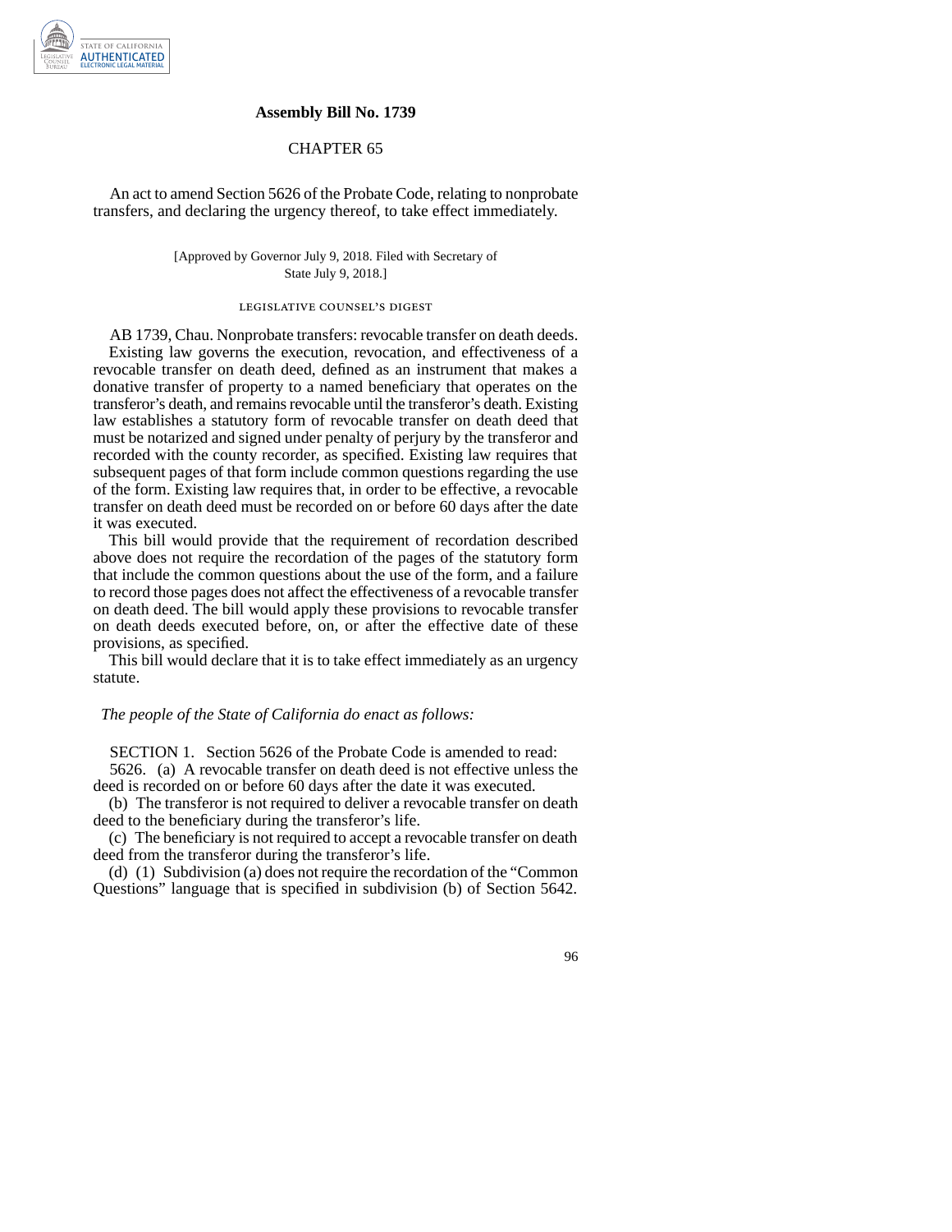**Assembly Bill No. 1739**

CHAPTER 65

An act to amend Section 5626 of the Probate Code, relating to nonprobate transfers, and declaring the urgency thereof, to take effect immediately.

[Approved by Governor July 9, 2018. Filed with Secretary of State July 9, 2018.]

LEGISLATIVE COUNSEL'S DIGEST

AB 1739, Chau. Nonprobate transfers: revocable transfer on death deeds.

Existing law governs the execution, revocation, and effectiveness of a revocable transfer on death deed, defined as an instrument that makes a donative transfer of property to a named beneficiary that operates on the transferor's death, and remains revocable until the transferor's death. Existing law establishes a statutory form of revocable transfer on death deed that must be notarized and signed under penalty of perjury by the transferor and recorded with the county recorder, as specified. Existing law requires that subsequent pages of that form include common questions regarding the use of the form. Existing law requires that, in order to be effective, a revocable transfer on death deed must be recorded on or before 60 days after the date it was executed.

This bill would provide that the requirement of recordation described above does not require the recordation of the pages of the statutory form that include the common questions about the use of the form, and a failure to record those pages does not affect the effectiveness of a revocable transfer on death deed. The bill would apply these provisions to revocable transfer on death deeds executed before, on, or after the effective date of these provisions, as specified.

This bill would declare that it is to take effect immediately as an urgency statute.

*The people of the State of California do enact as follows:*

SECTION 1. Section 5626 of the Probate Code is amended to read:

5626. (a) A revocable transfer on death deed is not effective unless the deed is recorded on or before 60 days after the date it was executed.

(b) The transferor is not required to deliver a revocable transfer on death deed to the beneficiary during the transferor's life.

(c) The beneficiary is not required to accept a revocable transfer on death deed from the transferor during the transferor's life.

(d) (1) Subdivision (a) does not require the recordation of the "Common Questions" language that is specified in subdivision (b) of Section 5642.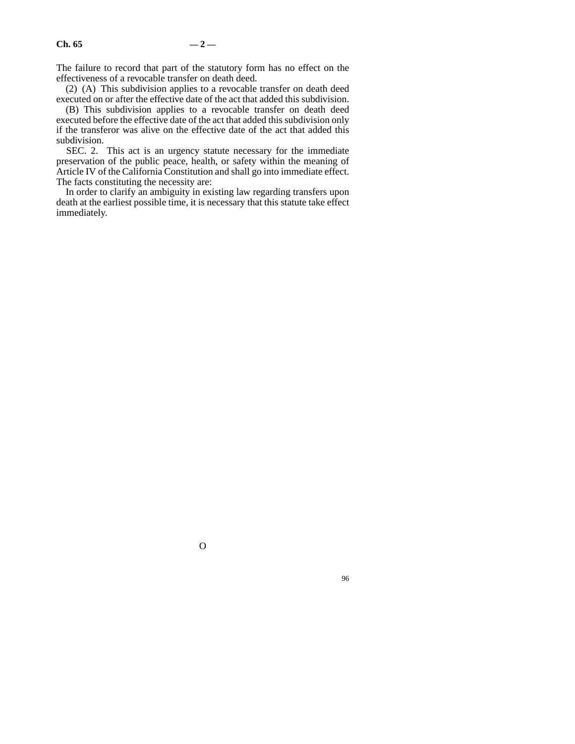The failure to record that part of the statutory form has no effect on the effectiveness of a revocable transfer on death deed.

(2) (A) This subdivision applies to a revocable transfer on death deed executed on or after the effective date of the act that added this subdivision.

(B) This subdivision applies to a revocable transfer on death deed executed before the effective date of the act that added this subdivision only if the transferor was alive on the effective date of the act that added this subdivision.

SEC. 2. This act is an urgency statute necessary for the immediate preservation of the public peace, health, or safety within the meaning of Article IV of the California Constitution and shall go into immediate effect. The facts constituting the necessity are:

In order to clarify an ambiguity in existing law regarding transfers upon death at the earliest possible time, it is necessary that this statute take effect immediately.